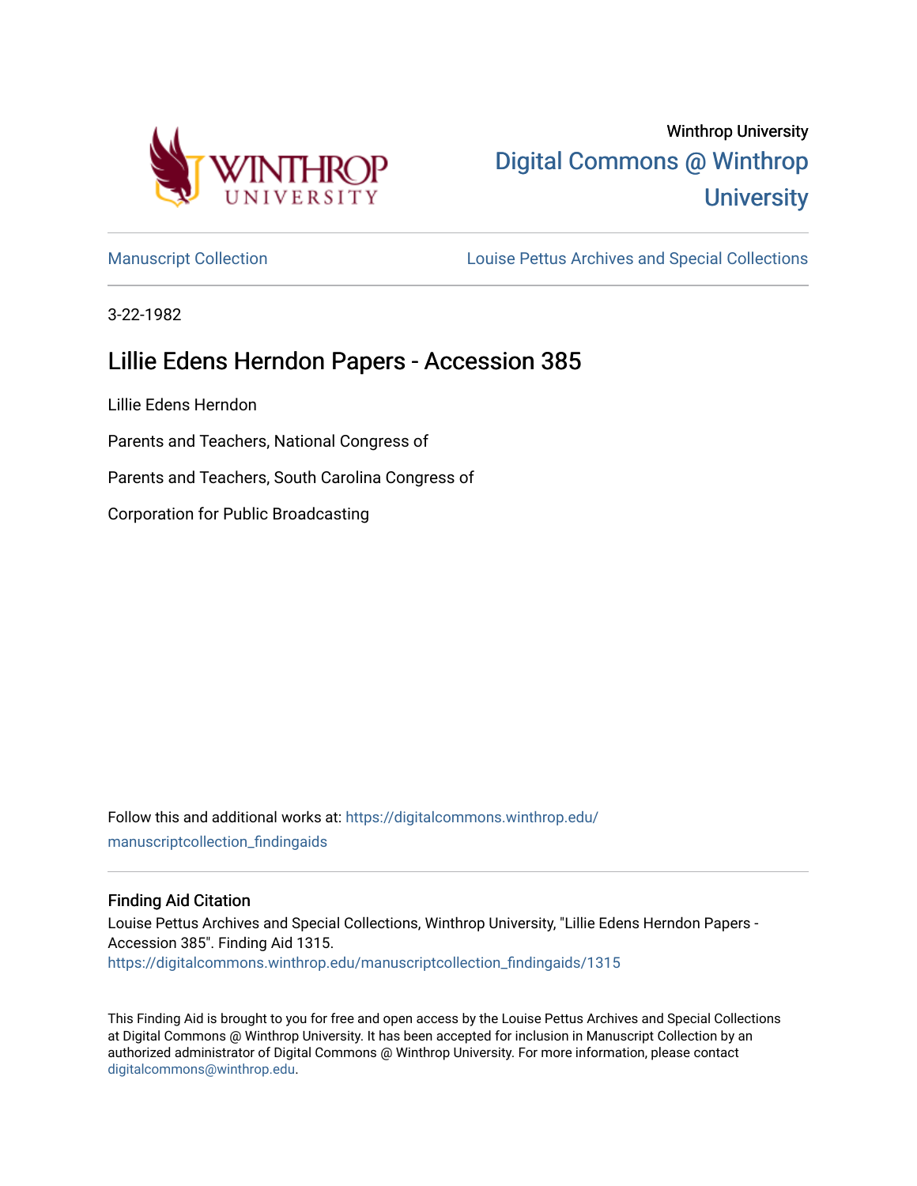Winthrop University

Digital Commons @ Winthrop University

Manuscript Collection

Louise Pettus Archives and Special Collections

3-22-1982

# Lillie Edens Herndon Papers - Accession 385

Lillie Edens Herndon

Parents and Teachers, National Congress of

Parents and Teachers, South Carolina Congress of

Corporation for Public Broadcasting

Follow this and additional works at: https://digitalcommons.winthrop.edu/manuscriptcollection_findingaids

### Finding Aid Citation

Louise Pettus Archives and Special Collections, Winthrop University, "Lillie Edens Herndon Papers - Accession 385". Finding Aid 1315.
https://digitalcommons.winthrop.edu/manuscriptcollection_findingaids/1315

This Finding Aid is brought to you for free and open access by the Louise Pettus Archives and Special Collections at Digital Commons @ Winthrop University. It has been accepted for inclusion in Manuscript Collection by an authorized administrator of Digital Commons @ Winthrop University. For more information, please contact digitalcommons@winthrop.edu.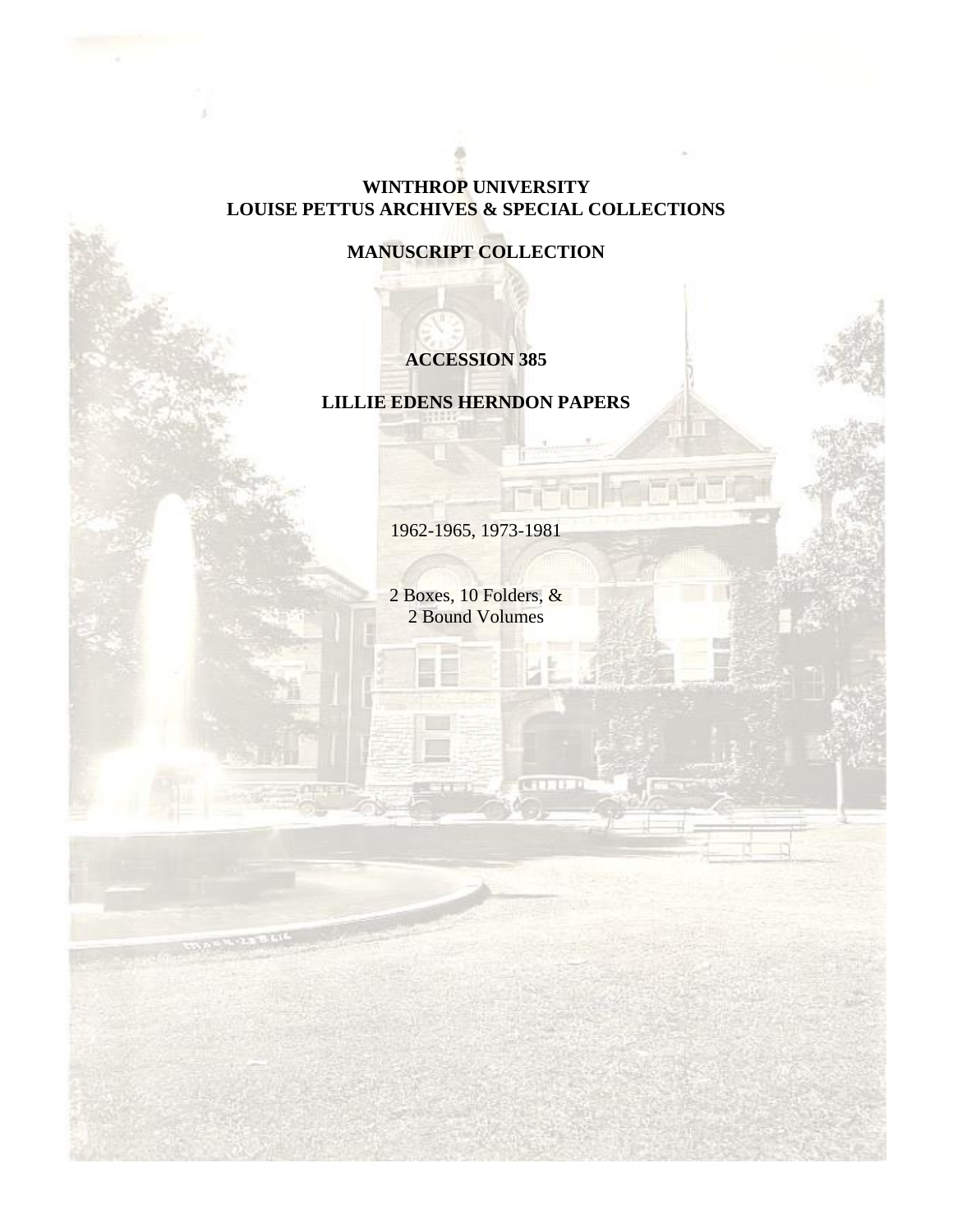**WINTHROP UNIVERSITY**
**LOUISE PETTUS ARCHIVES & SPECIAL COLLECTIONS**

**MANUSCRIPT COLLECTION**

**ACCESSION 385**

**LILLIE EDENS HERNDON PAPERS**

1962-1965, 1973-1981

2 Boxes, 10 Folders, &
2 Bound Volumes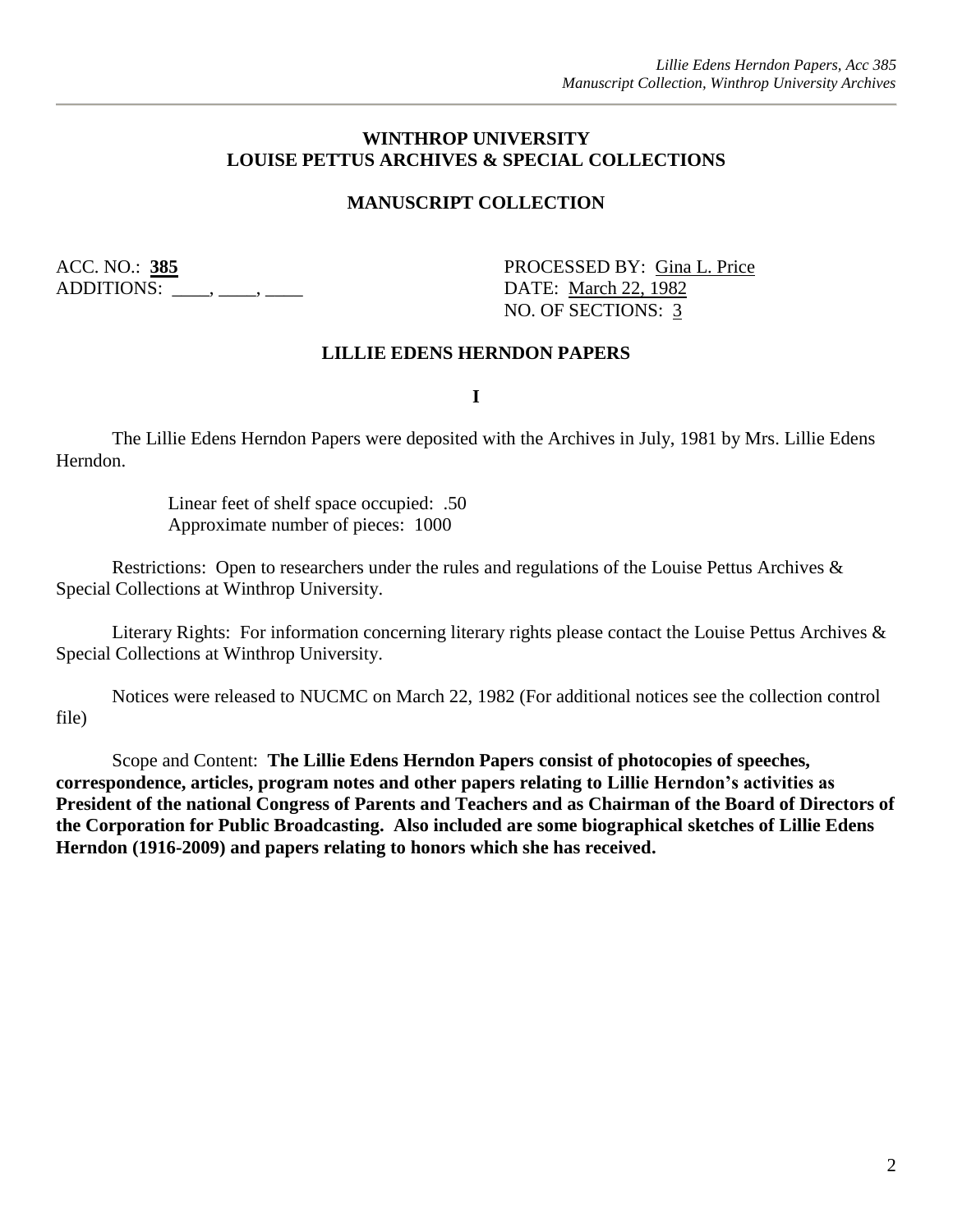**WINTHROP UNIVERSITY**
**LOUISE PETTUS ARCHIVES & SPECIAL COLLECTIONS**

**MANUSCRIPT COLLECTION**

ACC. NO.: **385**
ADDITIONS: ____, ____, ____

PROCESSED BY: Gina L. Price
DATE: March 22, 1982
NO. OF SECTIONS: 3

**LILLIE EDENS HERNDON PAPERS**

**I**

The Lillie Edens Herndon Papers were deposited with the Archives in July, 1981 by Mrs. Lillie Edens Herndon.

Linear feet of shelf space occupied: .50
Approximate number of pieces: 1000

Restrictions: Open to researchers under the rules and regulations of the Louise Pettus Archives & Special Collections at Winthrop University.

Literary Rights: For information concerning literary rights please contact the Louise Pettus Archives & Special Collections at Winthrop University.

Notices were released to NUCMC on March 22, 1982 (For additional notices see the collection control file)

Scope and Content: **The Lillie Edens Herndon Papers consist of photocopies of speeches, correspondence, articles, program notes and other papers relating to Lillie Herndon's activities as President of the national Congress of Parents and Teachers and as Chairman of the Board of Directors of the Corporation for Public Broadcasting. Also included are some biographical sketches of Lillie Edens Herndon (1916-2009) and papers relating to honors which she has received.**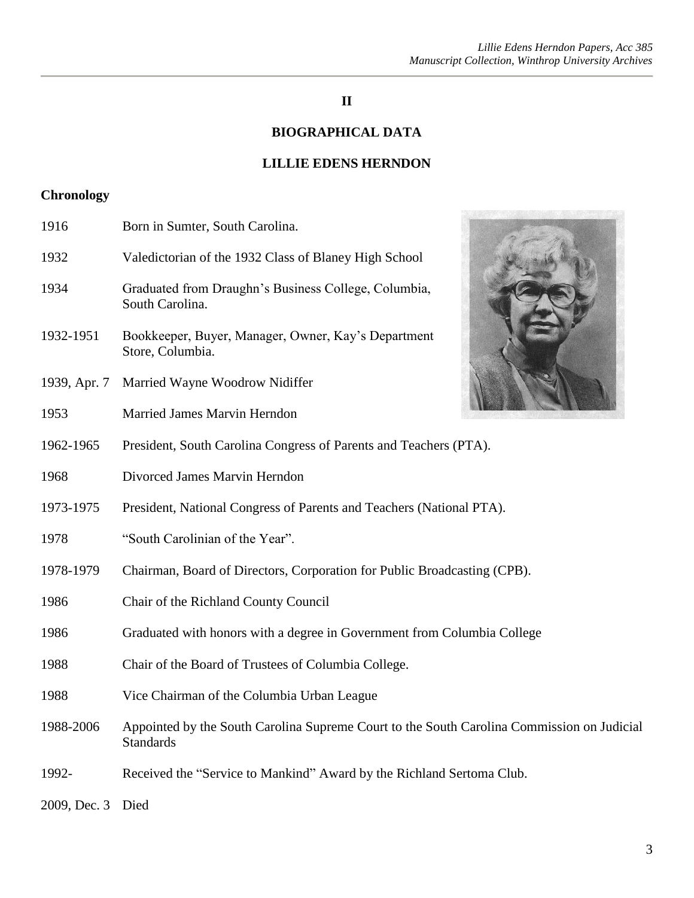## II

## BIOGRAPHICAL DATA

## LILLIE EDENS HERNDON

### Chronology

| | |
|---|---|
| 1916 | Born in Sumter, South Carolina. |
| 1932 | Valedictorian of the 1932 Class of Blaney High School |
| 1934 | Graduated from Draughn's Business College, Columbia, South Carolina. |
| 1932-1951 | Bookkeeper, Buyer, Manager, Owner, Kay's Department Store, Columbia. |
| 1939, Apr. 7 | Married Wayne Woodrow Nidiffer |
| 1953 | Married James Marvin Herndon |
| 1962-1965 | President, South Carolina Congress of Parents and Teachers (PTA). |
| 1968 | Divorced James Marvin Herndon |
| 1973-1975 | President, National Congress of Parents and Teachers (National PTA). |
| 1978 | "South Carolinian of the Year". |
| 1978-1979 | Chairman, Board of Directors, Corporation for Public Broadcasting (CPB). |
| 1986 | Chair of the Richland County Council |
| 1986 | Graduated with honors with a degree in Government from Columbia College |
| 1988 | Chair of the Board of Trustees of Columbia College. |
| 1988 | Vice Chairman of the Columbia Urban League |
| 1988-2006 | Appointed by the South Carolina Supreme Court to the South Carolina Commission on Judicial Standards |
| 1992- | Received the "Service to Mankind" Award by the Richland Sertoma Club. |
| 2009, Dec. 3 | Died |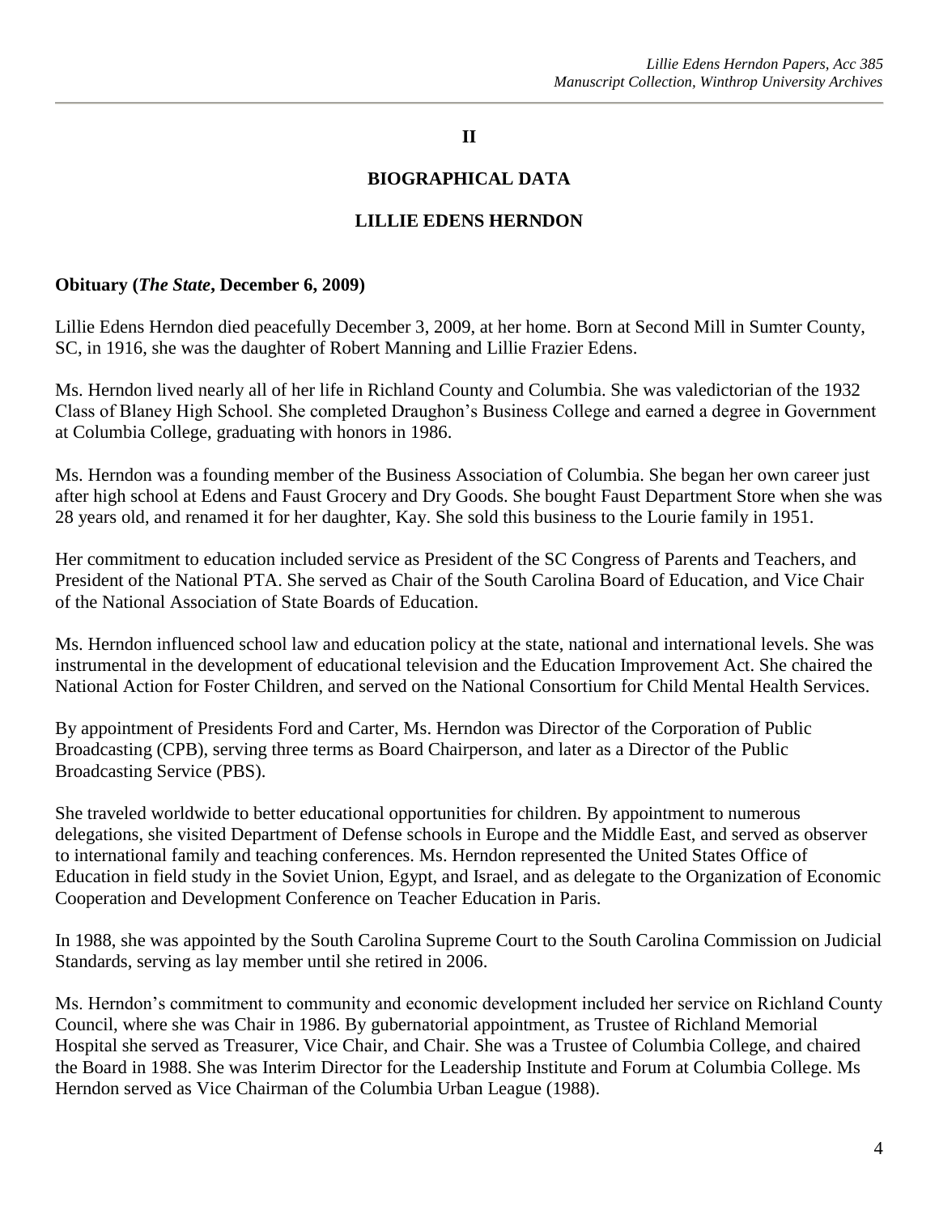## II

## BIOGRAPHICAL DATA

## LILLIE EDENS HERNDON

**Obituary (*The State*, December 6, 2009)**

Lillie Edens Herndon died peacefully December 3, 2009, at her home. Born at Second Mill in Sumter County, SC, in 1916, she was the daughter of Robert Manning and Lillie Frazier Edens.

Ms. Herndon lived nearly all of her life in Richland County and Columbia. She was valedictorian of the 1932 Class of Blaney High School. She completed Draughon's Business College and earned a degree in Government at Columbia College, graduating with honors in 1986.

Ms. Herndon was a founding member of the Business Association of Columbia. She began her own career just after high school at Edens and Faust Grocery and Dry Goods. She bought Faust Department Store when she was 28 years old, and renamed it for her daughter, Kay. She sold this business to the Lourie family in 1951.

Her commitment to education included service as President of the SC Congress of Parents and Teachers, and President of the National PTA. She served as Chair of the South Carolina Board of Education, and Vice Chair of the National Association of State Boards of Education.

Ms. Herndon influenced school law and education policy at the state, national and international levels. She was instrumental in the development of educational television and the Education Improvement Act. She chaired the National Action for Foster Children, and served on the National Consortium for Child Mental Health Services.

By appointment of Presidents Ford and Carter, Ms. Herndon was Director of the Corporation of Public Broadcasting (CPB), serving three terms as Board Chairperson, and later as a Director of the Public Broadcasting Service (PBS).

She traveled worldwide to better educational opportunities for children. By appointment to numerous delegations, she visited Department of Defense schools in Europe and the Middle East, and served as observer to international family and teaching conferences. Ms. Herndon represented the United States Office of Education in field study in the Soviet Union, Egypt, and Israel, and as delegate to the Organization of Economic Cooperation and Development Conference on Teacher Education in Paris.

In 1988, she was appointed by the South Carolina Supreme Court to the South Carolina Commission on Judicial Standards, serving as lay member until she retired in 2006.

Ms. Herndon's commitment to community and economic development included her service on Richland County Council, where she was Chair in 1986. By gubernatorial appointment, as Trustee of Richland Memorial Hospital she served as Treasurer, Vice Chair, and Chair. She was a Trustee of Columbia College, and chaired the Board in 1988. She was Interim Director for the Leadership Institute and Forum at Columbia College. Ms Herndon served as Vice Chairman of the Columbia Urban League (1988).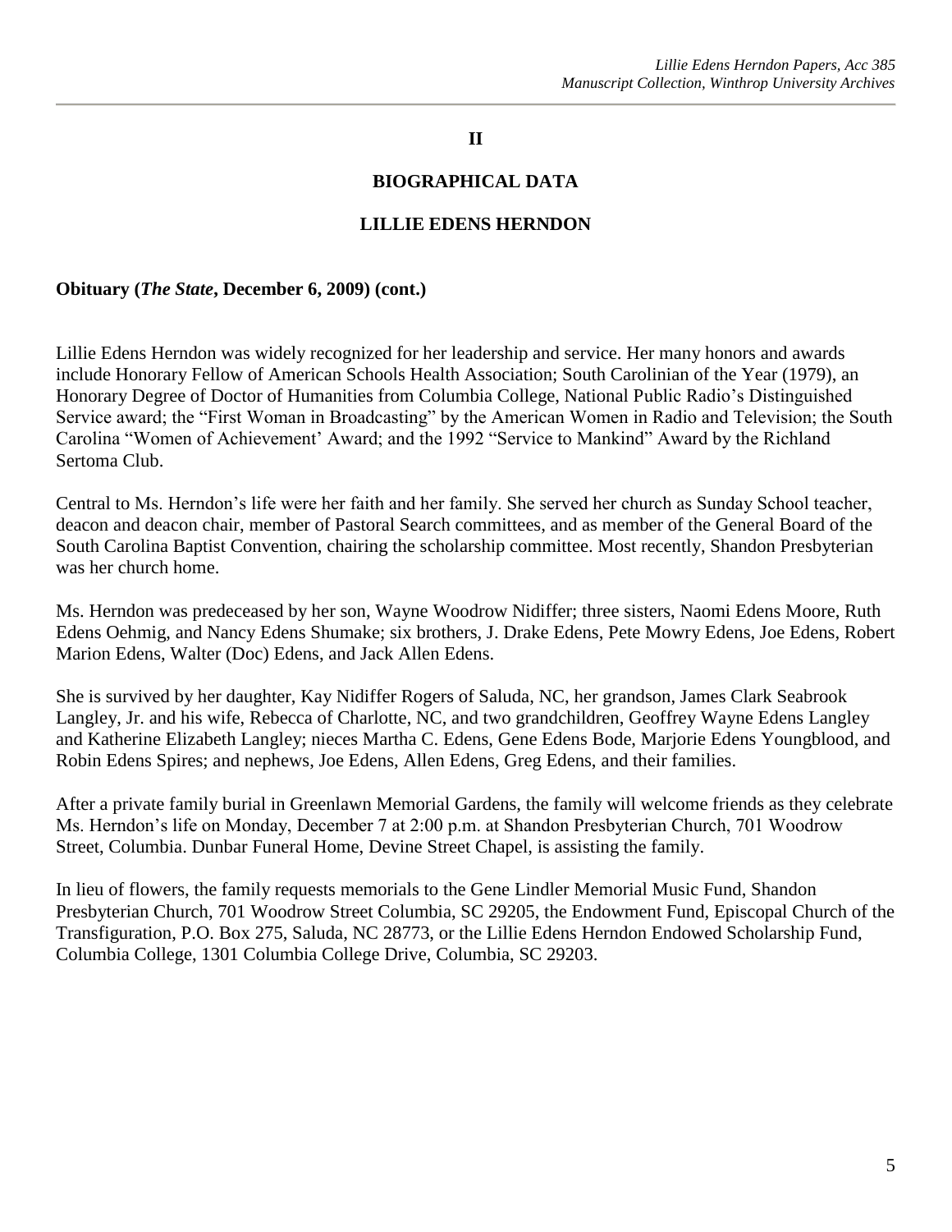## II

## BIOGRAPHICAL DATA

## LILLIE EDENS HERNDON

**Obituary (*The State*, December 6, 2009) (cont.)**

Lillie Edens Herndon was widely recognized for her leadership and service. Her many honors and awards include Honorary Fellow of American Schools Health Association; South Carolinian of the Year (1979), an Honorary Degree of Doctor of Humanities from Columbia College, National Public Radio's Distinguished Service award; the "First Woman in Broadcasting" by the American Women in Radio and Television; the South Carolina "Women of Achievement' Award; and the 1992 "Service to Mankind" Award by the Richland Sertoma Club.

Central to Ms. Herndon's life were her faith and her family. She served her church as Sunday School teacher, deacon and deacon chair, member of Pastoral Search committees, and as member of the General Board of the South Carolina Baptist Convention, chairing the scholarship committee. Most recently, Shandon Presbyterian was her church home.

Ms. Herndon was predeceased by her son, Wayne Woodrow Nidiffer; three sisters, Naomi Edens Moore, Ruth Edens Oehmig, and Nancy Edens Shumake; six brothers, J. Drake Edens, Pete Mowry Edens, Joe Edens, Robert Marion Edens, Walter (Doc) Edens, and Jack Allen Edens.

She is survived by her daughter, Kay Nidiffer Rogers of Saluda, NC, her grandson, James Clark Seabrook Langley, Jr. and his wife, Rebecca of Charlotte, NC, and two grandchildren, Geoffrey Wayne Edens Langley and Katherine Elizabeth Langley; nieces Martha C. Edens, Gene Edens Bode, Marjorie Edens Youngblood, and Robin Edens Spires; and nephews, Joe Edens, Allen Edens, Greg Edens, and their families.

After a private family burial in Greenlawn Memorial Gardens, the family will welcome friends as they celebrate Ms. Herndon's life on Monday, December 7 at 2:00 p.m. at Shandon Presbyterian Church, 701 Woodrow Street, Columbia. Dunbar Funeral Home, Devine Street Chapel, is assisting the family.

In lieu of flowers, the family requests memorials to the Gene Lindler Memorial Music Fund, Shandon Presbyterian Church, 701 Woodrow Street Columbia, SC 29205, the Endowment Fund, Episcopal Church of the Transfiguration, P.O. Box 275, Saluda, NC 28773, or the Lillie Edens Herndon Endowed Scholarship Fund, Columbia College, 1301 Columbia College Drive, Columbia, SC 29203.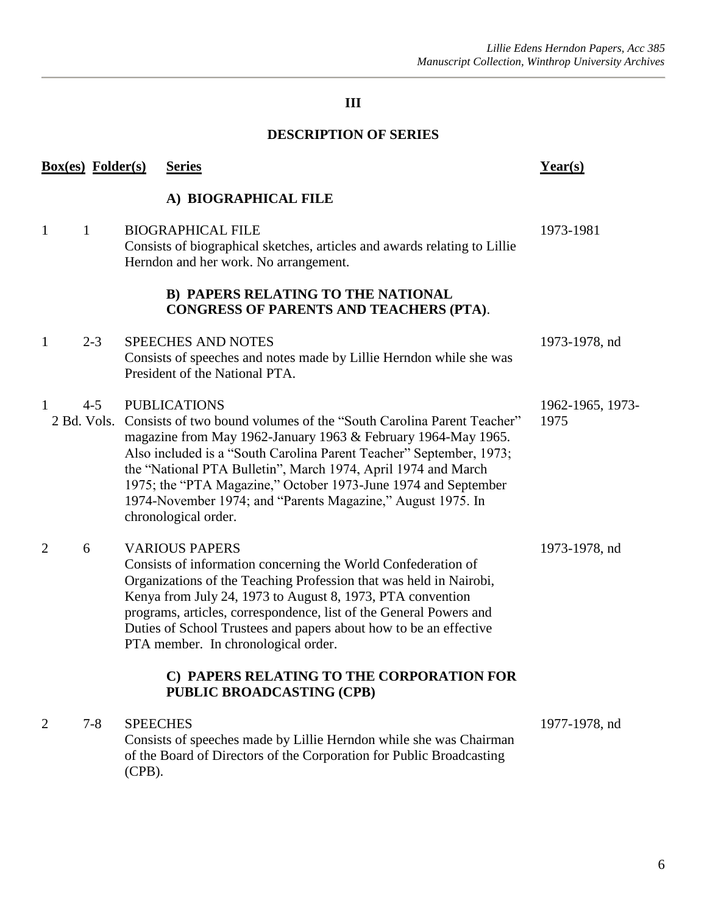## III

## DESCRIPTION OF SERIES

| Box(es) | Folder(s) | Series | Year(s) |
|---|---|---|---|
| | | **A) BIOGRAPHICAL FILE** | |
| 1 | 1 | BIOGRAPHICAL FILE<br>Consists of biographical sketches, articles and awards relating to Lillie Herndon and her work. No arrangement. | 1973-1981 |
| | | **B) PAPERS RELATING TO THE NATIONAL CONGRESS OF PARENTS AND TEACHERS (PTA)**. | |
| 1 | 2-3 | SPEECHES AND NOTES<br>Consists of speeches and notes made by Lillie Herndon while she was President of the National PTA. | 1973-1978, nd |
| 1 | 4-5<br>2 Bd. Vols. | PUBLICATIONS<br>Consists of two bound volumes of the "South Carolina Parent Teacher" magazine from May 1962-January 1963 & February 1964-May 1965. Also included is a "South Carolina Parent Teacher" September, 1973; the "National PTA Bulletin", March 1974, April 1974 and March 1975; the "PTA Magazine," October 1973-June 1974 and September 1974-November 1974; and "Parents Magazine," August 1975. In chronological order. | 1962-1965, 1973-1975 |
| 2 | 6 | VARIOUS PAPERS<br>Consists of information concerning the World Confederation of Organizations of the Teaching Profession that was held in Nairobi, Kenya from July 24, 1973 to August 8, 1973, PTA convention programs, articles, correspondence, list of the General Powers and Duties of School Trustees and papers about how to be an effective PTA member. In chronological order. | 1973-1978, nd |
| | | **C) PAPERS RELATING TO THE CORPORATION FOR PUBLIC BROADCASTING (CPB)** | |
| 2 | 7-8 | SPEECHES<br>Consists of speeches made by Lillie Herndon while she was Chairman of the Board of Directors of the Corporation for Public Broadcasting (CPB). | 1977-1978, nd |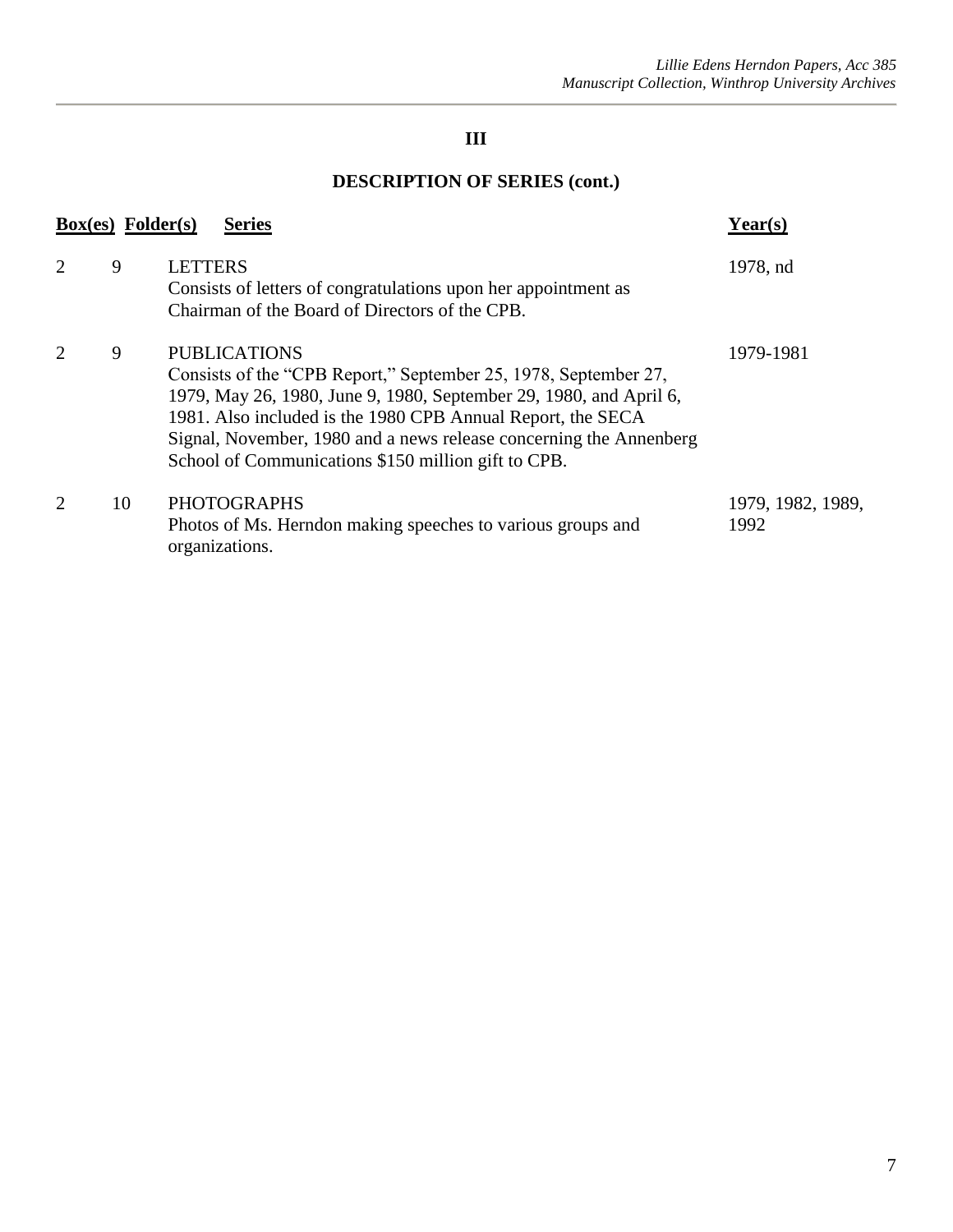## III

## DESCRIPTION OF SERIES (cont.)

| Box(es) | Folder(s) | Series | Year(s) |
| --- | --- | --- | --- |
| 2 | 9 | LETTERS<br>Consists of letters of congratulations upon her appointment as Chairman of the Board of Directors of the CPB. | 1978, nd |
| 2 | 9 | PUBLICATIONS<br>Consists of the "CPB Report," September 25, 1978, September 27, 1979, May 26, 1980, June 9, 1980, September 29, 1980, and April 6, 1981. Also included is the 1980 CPB Annual Report, the SECA Signal, November, 1980 and a news release concerning the Annenberg School of Communications $150 million gift to CPB. | 1979-1981 |
| 2 | 10 | PHOTOGRAPHS<br>Photos of Ms. Herndon making speeches to various groups and organizations. | 1979, 1982, 1989, 1992 |